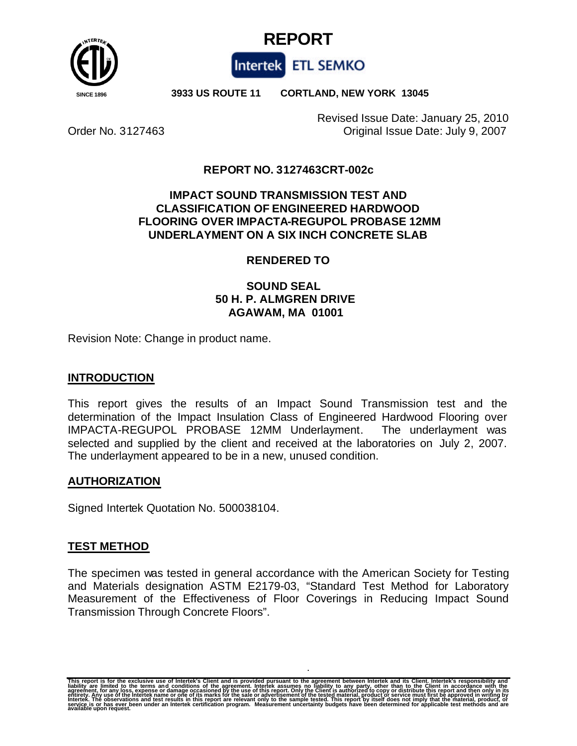# REPORT

Intertek ETL SEMKO

SINCE 1896 **3933 US ROUTE 11 CORTLAND, NEW YORK 13045**

Revised Issue Date: January 25, 2010
Order No. 3127463 Original Issue Date: July 9, 2007

**REPORT NO. 3127463CRT-002c**

**IMPACT SOUND TRANSMISSION TEST AND CLASSIFICATION OF ENGINEERED HARDWOOD FLOORING OVER IMPACTA-REGUPOL PROBASE 12MM UNDERLAYMENT ON A SIX INCH CONCRETE SLAB**

**RENDERED TO**

**SOUND SEAL**
**50 H. P. ALMGREN DRIVE**
**AGAWAM, MA 01001**

Revision Note: Change in product name.

## INTRODUCTION

This report gives the results of an Impact Sound Transmission test and the determination of the Impact Insulation Class of Engineered Hardwood Flooring over IMPACTA-REGUPOL PROBASE 12MM Underlayment. The underlayment was selected and supplied by the client and received at the laboratories on July 2, 2007. The underlayment appeared to be in a new, unused condition.

## AUTHORIZATION

Signed Intertek Quotation No. 500038104.

## TEST METHOD

The specimen was tested in general accordance with the American Society for Testing and Materials designation ASTM E2179-03, "Standard Test Method for Laboratory Measurement of the Effectiveness of Floor Coverings in Reducing Impact Sound Transmission Through Concrete Floors".

This report is for the exclusive use of Intertek's Client and is provided pursuant to the agreement between Intertek and its Client. Intertek's responsibility and liability are limited to the terms and conditions of the agreement. Intertek assumes no liability to any party, other than to the Client in accordance with the agreement, for any loss, expense or damage occasioned by the use of this report. Only the Client is authorized to copy or distribute this report and then only in its entirety. Any use of the Intertek name or one of its marks for the sale or advertisement of the tested material, product or service must first be approved in writing by Intertek. The observations and test results in this report are relevant only to the sample tested. This report by itself does not imply that the material, product, or service is or has ever been under an Intertek certification program. Measurement uncertainty budgets have been determined for applicable test methods and are available upon request.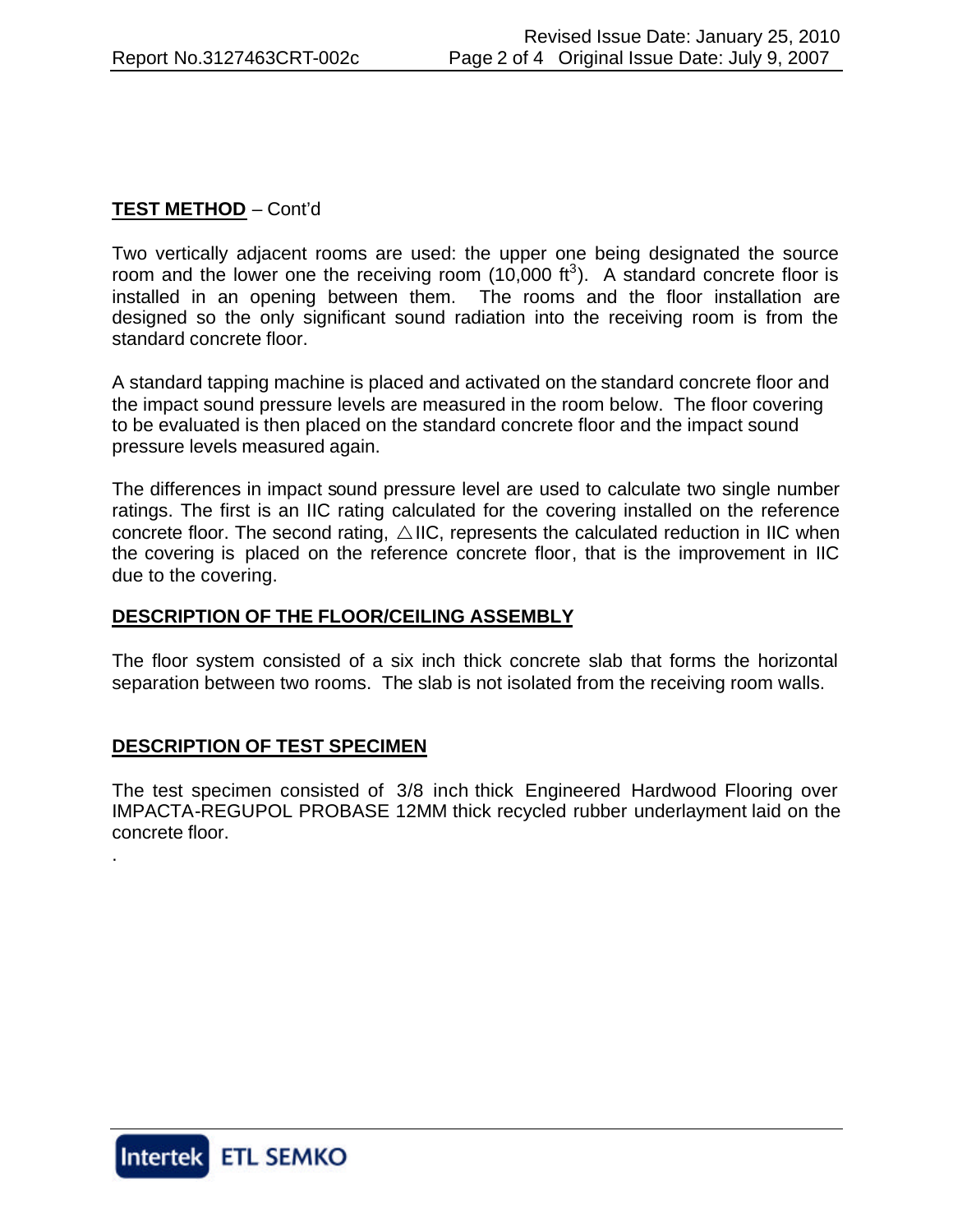**TEST METHOD** – Cont'd

Two vertically adjacent rooms are used: the upper one being designated the source room and the lower one the receiving room (10,000 $ft^3$). A standard concrete floor is installed in an opening between them. The rooms and the floor installation are designed so the only significant sound radiation into the receiving room is from the standard concrete floor.

A standard tapping machine is placed and activated on the standard concrete floor and the impact sound pressure levels are measured in the room below. The floor covering to be evaluated is then placed on the standard concrete floor and the impact sound pressure levels measured again.

The differences in impact sound pressure level are used to calculate two single number ratings. The first is an IIC rating calculated for the covering installed on the reference concrete floor. The second rating, △IIC, represents the calculated reduction in IIC when the covering is placed on the reference concrete floor, that is the improvement in IIC due to the covering.

**DESCRIPTION OF THE FLOOR/CEILING ASSEMBLY**

The floor system consisted of a six inch thick concrete slab that forms the horizontal separation between two rooms. The slab is not isolated from the receiving room walls.

**DESCRIPTION OF TEST SPECIMEN**

The test specimen consisted of 3/8 inch thick Engineered Hardwood Flooring over IMPACTA-REGUPOL PROBASE 12MM thick recycled rubber underlayment laid on the concrete floor.

.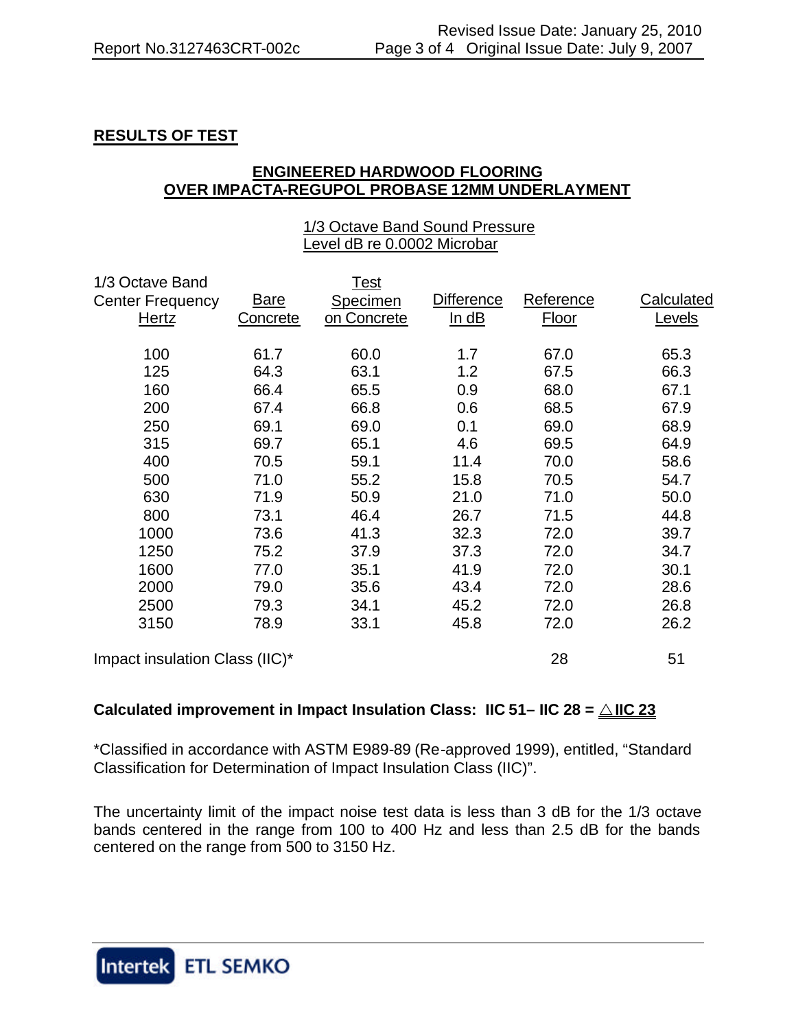## RESULTS OF TEST

### ENGINEERED HARDWOOD FLOORING OVER IMPACTA-REGUPOL PROBASE 12MM UNDERLAYMENT

| 1/3 Octave Band Center Frequency Hertz | 1/3 Octave Band Sound Pressure Level dB re 0.0002 Microbar | | | | |
|---|---|---|---|---|---|
| | Bare Concrete | Test Specimen on Concrete | Difference In dB | Reference Floor | Calculated Levels |
| 100 | 61.7 | 60.0 | 1.7 | 67.0 | 65.3 |
| 125 | 64.3 | 63.1 | 1.2 | 67.5 | 66.3 |
| 160 | 66.4 | 65.5 | 0.9 | 68.0 | 67.1 |
| 200 | 67.4 | 66.8 | 0.6 | 68.5 | 67.9 |
| 250 | 69.1 | 69.0 | 0.1 | 69.0 | 68.9 |
| 315 | 69.7 | 65.1 | 4.6 | 69.5 | 64.9 |
| 400 | 70.5 | 59.1 | 11.4 | 70.0 | 58.6 |
| 500 | 71.0 | 55.2 | 15.8 | 70.5 | 54.7 |
| 630 | 71.9 | 50.9 | 21.0 | 71.0 | 50.0 |
| 800 | 73.1 | 46.4 | 26.7 | 71.5 | 44.8 |
| 1000 | 73.6 | 41.3 | 32.3 | 72.0 | 39.7 |
| 1250 | 75.2 | 37.9 | 37.3 | 72.0 | 34.7 |
| 1600 | 77.0 | 35.1 | 41.9 | 72.0 | 30.1 |
| 2000 | 79.0 | 35.6 | 43.4 | 72.0 | 28.6 |
| 2500 | 79.3 | 34.1 | 45.2 | 72.0 | 26.8 |
| 3150 | 78.9 | 33.1 | 45.8 | 72.0 | 26.2 |
| Impact insulation Class (IIC)* | | | | 28 | 51 |

**Calculated improvement in Impact Insulation Class: IIC 51– IIC 28 = △IIC 23**

*Classified in accordance with ASTM E989-89 (Re-approved 1999), entitled, "Standard Classification for Determination of Impact Insulation Class (IIC)".

The uncertainty limit of the impact noise test data is less than 3 dB for the 1/3 octave bands centered in the range from 100 to 400 Hz and less than 2.5 dB for the bands centered on the range from 500 to 3150 Hz.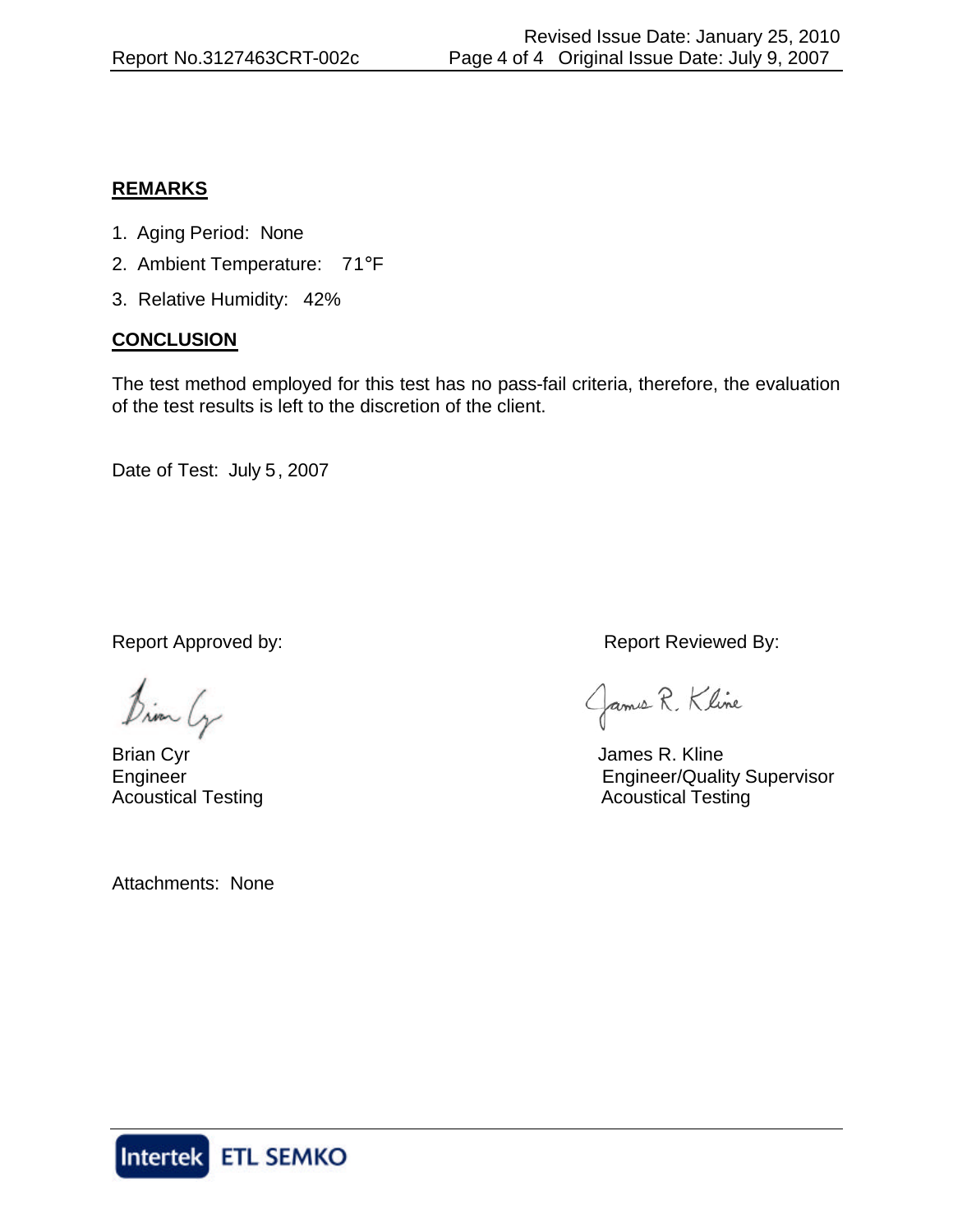## REMARKS

1. Aging Period: None
2. Ambient Temperature: 71°F
3. Relative Humidity: 42%

## CONCLUSION

The test method employed for this test has no pass-fail criteria, therefore, the evaluation of the test results is left to the discretion of the client.

Date of Test: July 5, 2007

| Report Approved by: | Report Reviewed By: |
| --- | --- |
| Brian Cyr | James R. Kline |
| Engineer | Engineer/Quality Supervisor |
| Acoustical Testing | Acoustical Testing |

Attachments: None

Intertek ETL SEMKO